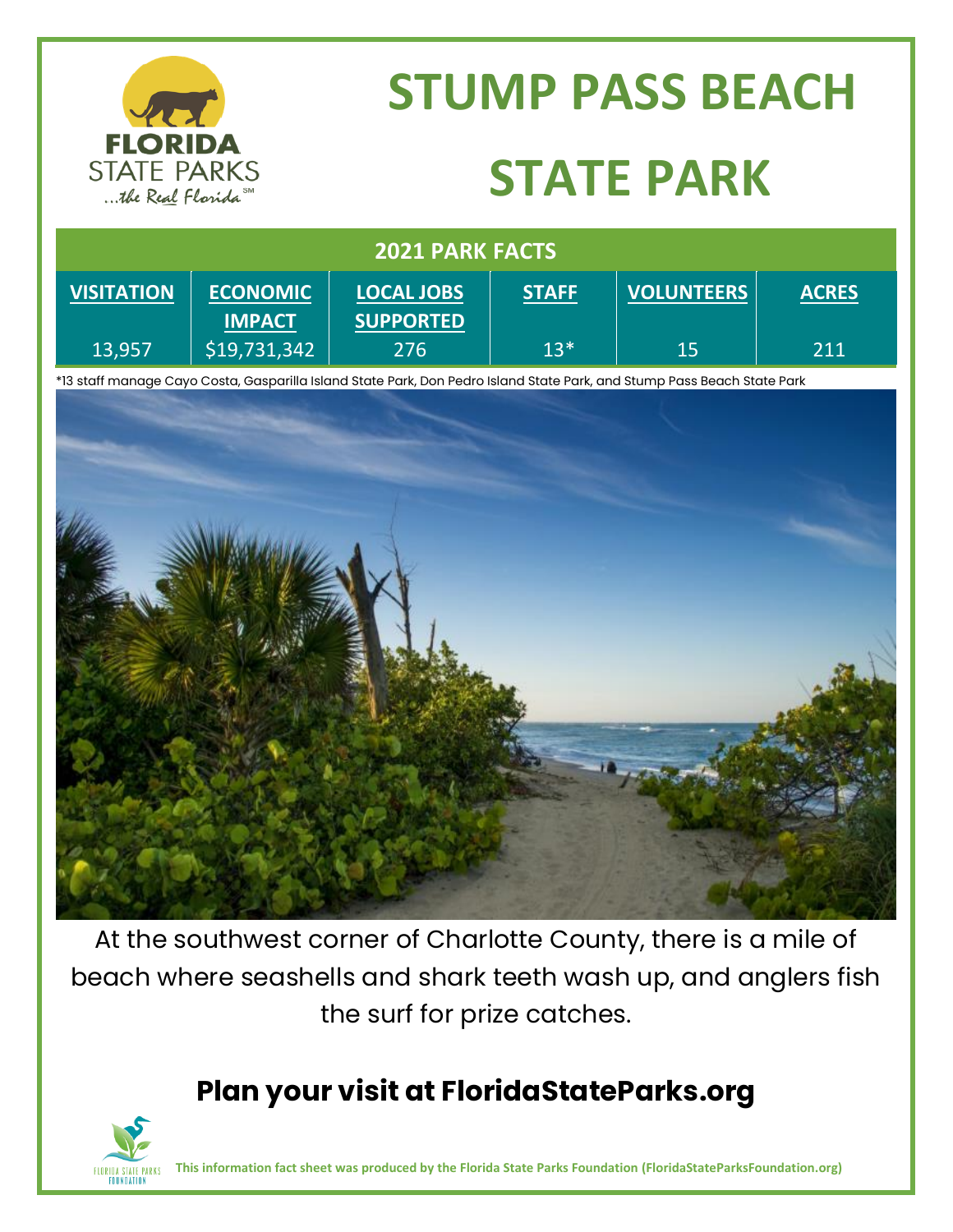# STUMP PASS BEACH STATE PARK

| 2021 PARK FACTS | | | | | |
|---|---|---|---|---|---|
| **VISITATION** | **ECONOMIC IMPACT** | **LOCAL JOBS SUPPORTED** | **STAFF** | **VOLUNTEERS** | **ACRES** |
| 13,957 | $19,731,342 | 276 | 13* | 15 | 211 |

*13 staff manage Cayo Costa, Gasparilla Island State Park, Don Pedro Island State Park, and Stump Pass Beach State Park

At the southwest corner of Charlotte County, there is a mile of beach where seashells and shark teeth wash up, and anglers fish the surf for prize catches.

## Plan your visit at FloridaStateParks.org

**This information fact sheet was produced by the Florida State Parks Foundation (FloridaStateParksFoundation.org)**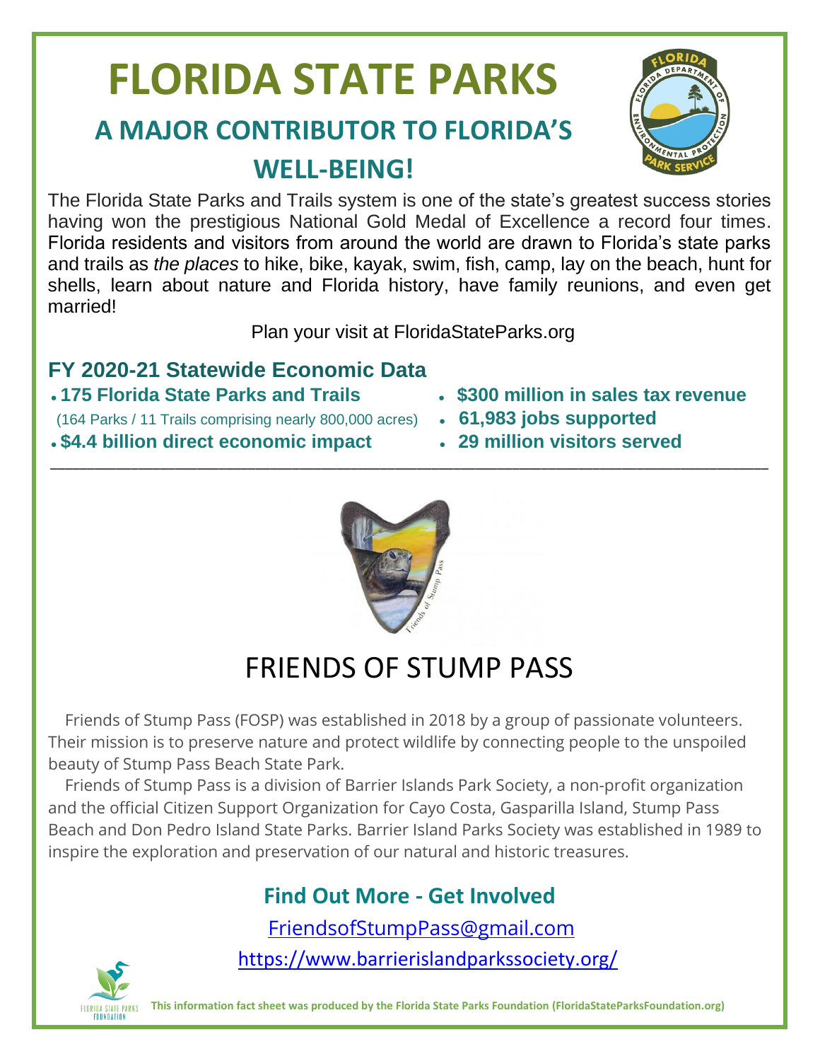# FLORIDA STATE PARKS

## A MAJOR CONTRIBUTOR TO FLORIDA'S WELL-BEING!

The Florida State Parks and Trails system is one of the state's greatest success stories having won the prestigious National Gold Medal of Excellence a record four times. Florida residents and visitors from around the world are drawn to Florida's state parks and trails as *the places* to hike, bike, kayak, swim, fish, camp, lay on the beach, hunt for shells, learn about nature and Florida history, have family reunions, and even get married!

Plan your visit at FloridaStateParks.org

### FY 2020-21 Statewide Economic Data

- **175 Florida State Parks and Trails**
  (164 Parks / 11 Trails comprising nearly 800,000 acres)
- **$4.4 billion direct economic impact**
- **$300 million in sales tax revenue**
- **61,983 jobs supported**
- **29 million visitors served**

---

## FRIENDS OF STUMP PASS

Friends of Stump Pass (FOSP) was established in 2018 by a group of passionate volunteers. Their mission is to preserve nature and protect wildlife by connecting people to the unspoiled beauty of Stump Pass Beach State Park.

Friends of Stump Pass is a division of Barrier Islands Park Society, a non-profit organization and the official Citizen Support Organization for Cayo Costa, Gasparilla Island, Stump Pass Beach and Don Pedro Island State Parks. Barrier Island Parks Society was established in 1989 to inspire the exploration and preservation of our natural and historic treasures.

### Find Out More - Get Involved

FriendsofStumpPass@gmail.com

https://www.barrierislandparkssociety.org/

**This information fact sheet was produced by the Florida State Parks Foundation (FloridaStateParksFoundation.org)**